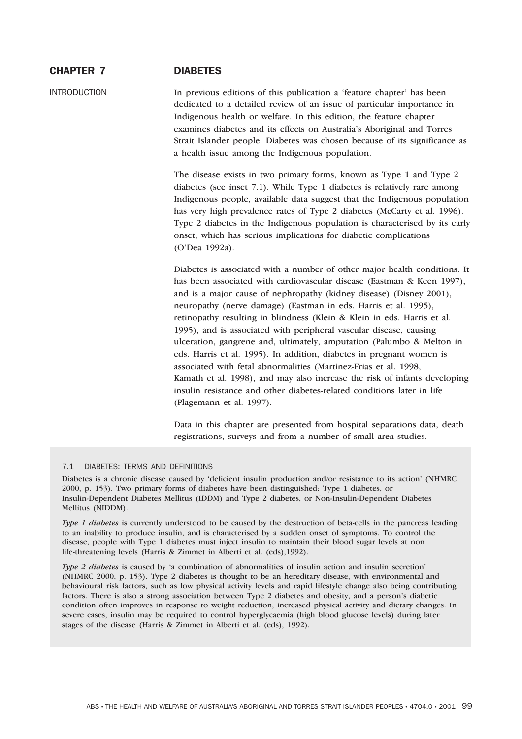# CHAPTER 7 DIABETES

## INTRODUCTION

In previous editions of this publication a 'feature chapter' has been dedicated to a detailed review of an issue of particular importance in Indigenous health or welfare. In this edition, the feature chapter examines diabetes and its effects on Australia's Aboriginal and Torres Strait Islander people. Diabetes was chosen because of its significance as a health issue among the Indigenous population.

The disease exists in two primary forms, known as Type 1 and Type 2 diabetes (see inset 7.1). While Type 1 diabetes is relatively rare among Indigenous people, available data suggest that the Indigenous population has very high prevalence rates of Type 2 diabetes (McCarty et al. 1996). Type 2 diabetes in the Indigenous population is characterised by its early onset, which has serious implications for diabetic complications (O'Dea 1992a).

Diabetes is associated with a number of other major health conditions. It has been associated with cardiovascular disease (Eastman & Keen 1997), and is a major cause of nephropathy (kidney disease) (Disney 2001), neuropathy (nerve damage) (Eastman in eds. Harris et al. 1995), retinopathy resulting in blindness (Klein & Klein in eds. Harris et al. 1995), and is associated with peripheral vascular disease, causing ulceration, gangrene and, ultimately, amputation (Palumbo & Melton in eds. Harris et al. 1995). In addition, diabetes in pregnant women is associated with fetal abnormalities (Martinez-Frias et al. 1998, Kamath et al. 1998), and may also increase the risk of infants developing insulin resistance and other diabetes-related conditions later in life (Plagemann et al. 1997).

Data in this chapter are presented from hospital separations data, death registrations, surveys and from a number of small area studies.

### 7.1 DIABETES: TERMS AND DEFINITIONS

Diabetes is a chronic disease caused by 'deficient insulin production and/or resistance to its action' (NHMRC 2000, p. 153). Two primary forms of diabetes have been distinguished: Type 1 diabetes, or Insulin-Dependent Diabetes Mellitus (IDDM) and Type 2 diabetes, or Non-Insulin-Dependent Diabetes Mellitus (NIDDM).

*Type 1 diabetes* is currently understood to be caused by the destruction of beta-cells in the pancreas leading to an inability to produce insulin, and is characterised by a sudden onset of symptoms. To control the disease, people with Type 1 diabetes must inject insulin to maintain their blood sugar levels at non life-threatening levels (Harris & Zimmet in Alberti et al. (eds),1992).

*Type 2 diabetes* is caused by 'a combination of abnormalities of insulin action and insulin secretion' (NHMRC 2000, p. 153). Type 2 diabetes is thought to be an hereditary disease, with environmental and behavioural risk factors, such as low physical activity levels and rapid lifestyle change also being contributing factors. There is also a strong association between Type 2 diabetes and obesity, and a person's diabetic condition often improves in response to weight reduction, increased physical activity and dietary changes. In severe cases, insulin may be required to control hyperglycaemia (high blood glucose levels) during later stages of the disease (Harris & Zimmet in Alberti et al. (eds), 1992).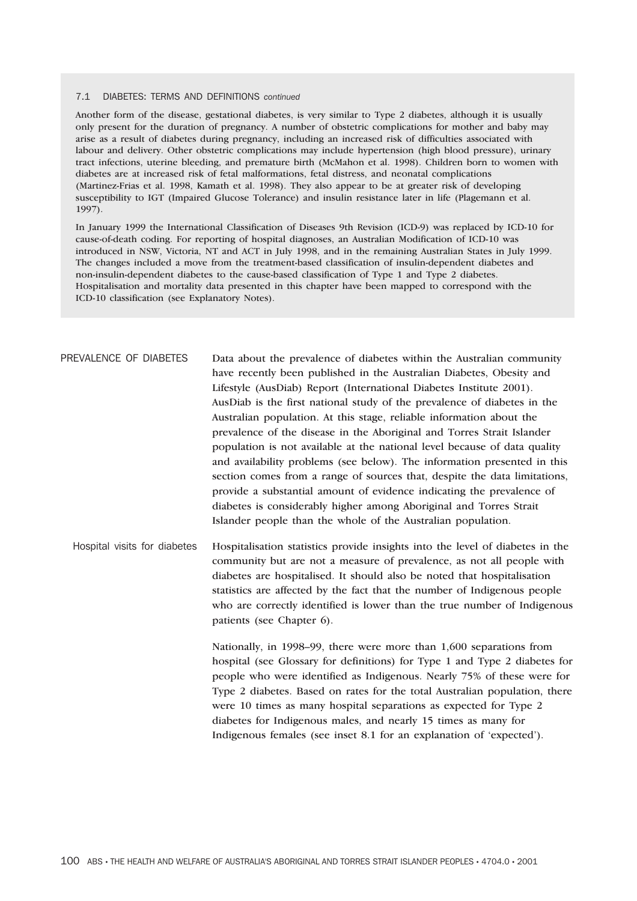### 7.1 DIABETES: TERMS AND DEFINITIONS *continued*

Another form of the disease, gestational diabetes, is very similar to Type 2 diabetes, although it is usually only present for the duration of pregnancy. A number of obstetric complications for mother and baby may arise as a result of diabetes during pregnancy, including an increased risk of difficulties associated with labour and delivery. Other obstetric complications may include hypertension (high blood pressure), urinary tract infections, uterine bleeding, and premature birth (McMahon et al. 1998). Children born to women with diabetes are at increased risk of fetal malformations, fetal distress, and neonatal complications (Martinez-Frias et al. 1998, Kamath et al. 1998). They also appear to be at greater risk of developing susceptibility to IGT (Impaired Glucose Tolerance) and insulin resistance later in life (Plagemann et al. 1997).

In January 1999 the International Classification of Diseases 9th Revision (ICD-9) was replaced by ICD-10 for cause-of-death coding. For reporting of hospital diagnoses, an Australian Modification of ICD-10 was introduced in NSW, Victoria, NT and ACT in July 1998, and in the remaining Australian States in July 1999. The changes included a move from the treatment-based classification of insulin-dependent diabetes and non-insulin-dependent diabetes to the cause-based classification of Type 1 and Type 2 diabetes. Hospitalisation and mortality data presented in this chapter have been mapped to correspond with the ICD-10 classification (see Explanatory Notes).

## PREVALENCE OF DIABETES

Data about the prevalence of diabetes within the Australian community have recently been published in the Australian Diabetes, Obesity and Lifestyle (AusDiab) Report (International Diabetes Institute 2001). AusDiab is the first national study of the prevalence of diabetes in the Australian population. At this stage, reliable information about the prevalence of the disease in the Aboriginal and Torres Strait Islander population is not available at the national level because of data quality and availability problems (see below). The information presented in this section comes from a range of sources that, despite the data limitations, provide a substantial amount of evidence indicating the prevalence of diabetes is considerably higher among Aboriginal and Torres Strait Islander people than the whole of the Australian population.

### Hospital visits for diabetes

Hospitalisation statistics provide insights into the level of diabetes in the community but are not a measure of prevalence, as not all people with diabetes are hospitalised. It should also be noted that hospitalisation statistics are affected by the fact that the number of Indigenous people who are correctly identified is lower than the true number of Indigenous patients (see Chapter 6).

Nationally, in 1998–99, there were more than 1,600 separations from hospital (see Glossary for definitions) for Type 1 and Type 2 diabetes for people who were identified as Indigenous. Nearly 75% of these were for Type 2 diabetes. Based on rates for the total Australian population, there were 10 times as many hospital separations as expected for Type 2 diabetes for Indigenous males, and nearly 15 times as many for Indigenous females (see inset 8.1 for an explanation of 'expected').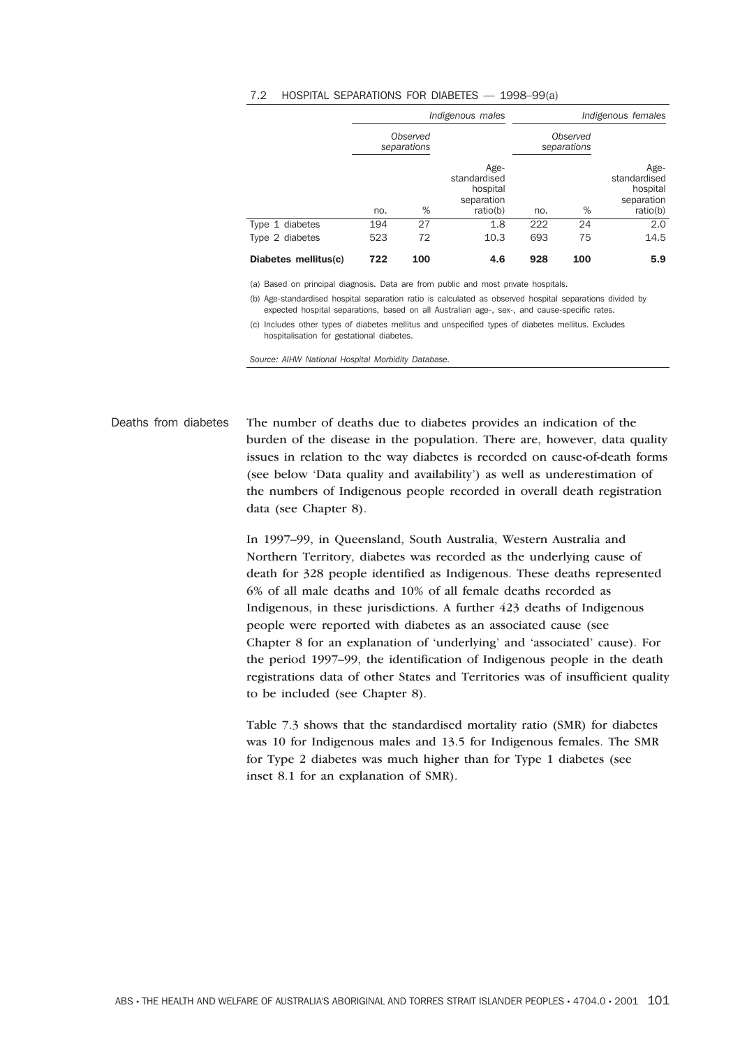7.2 HOSPITAL SEPARATIONS FOR DIABETES — 1998–99(a)

| | *Indigenous males* | | | *Indigenous females* | | |
|---|---|---|---|---|---|---|
| | *Observed separations* | | | *Observed separations* | | |
| | no. | % | Age-standardised hospital separation ratio(b) | no. | % | Age-standardised hospital separation ratio(b) |
| Type 1 diabetes | 194 | 27 | 1.8 | 222 | 24 | 2.0 |
| Type 2 diabetes | 523 | 72 | 10.3 | 693 | 75 | 14.5 |
| **Diabetes mellitus(c)** | **722** | **100** | **4.6** | **928** | **100** | **5.9** |

(a) Based on principal diagnosis. Data are from public and most private hospitals.

(b) Age-standardised hospital separation ratio is calculated as observed hospital separations divided by expected hospital separations, based on all Australian age-, sex-, and cause-specific rates.

(c) Includes other types of diabetes mellitus and unspecified types of diabetes mellitus. Excludes hospitalisation for gestational diabetes.

*Source: AIHW National Hospital Morbidity Database.*

## Deaths from diabetes

The number of deaths due to diabetes provides an indication of the burden of the disease in the population. There are, however, data quality issues in relation to the way diabetes is recorded on cause-of-death forms (see below 'Data quality and availability') as well as underestimation of the numbers of Indigenous people recorded in overall death registration data (see Chapter 8).

In 1997–99, in Queensland, South Australia, Western Australia and Northern Territory, diabetes was recorded as the underlying cause of death for 328 people identified as Indigenous. These deaths represented 6% of all male deaths and 10% of all female deaths recorded as Indigenous, in these jurisdictions. A further 423 deaths of Indigenous people were reported with diabetes as an associated cause (see Chapter 8 for an explanation of 'underlying' and 'associated' cause). For the period 1997–99, the identification of Indigenous people in the death registrations data of other States and Territories was of insufficient quality to be included (see Chapter 8).

Table 7.3 shows that the standardised mortality ratio (SMR) for diabetes was 10 for Indigenous males and 13.5 for Indigenous females. The SMR for Type 2 diabetes was much higher than for Type 1 diabetes (see inset 8.1 for an explanation of SMR).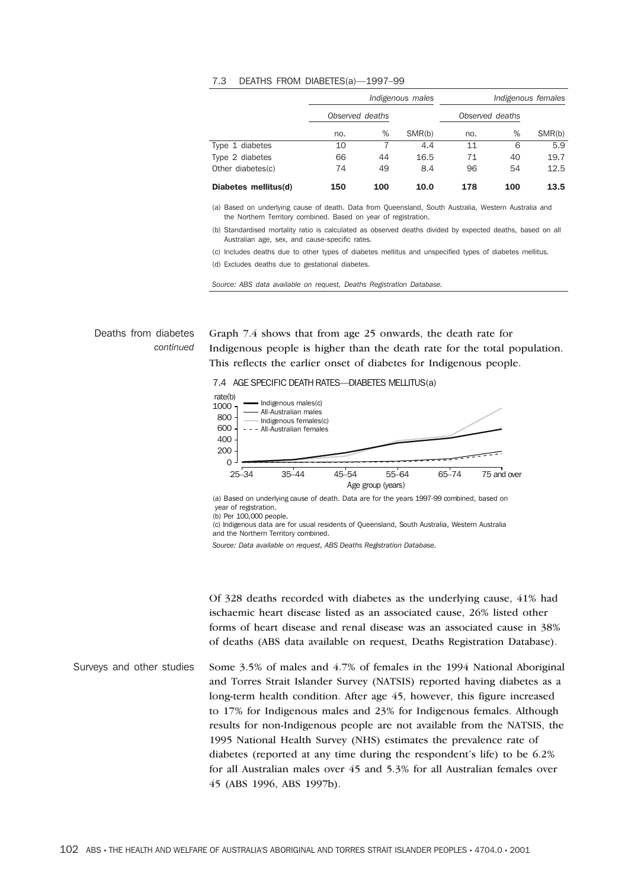7.3 DEATHS FROM DIABETES(a)—1997–99

| | Indigenous males | | | Indigenous females | | |
|---|---|---|---|---|---|---|
| | Observed deaths | | | Observed deaths | | |
| | no. | % | SMR(b) | no. | % | SMR(b) |
| Type 1 diabetes | 10 | 7 | 4.4 | 11 | 6 | 5.9 |
| Type 2 diabetes | 66 | 44 | 16.5 | 71 | 40 | 19.7 |
| Other diabetes(c) | 74 | 49 | 8.4 | 96 | 54 | 12.5 |
| **Diabetes mellitus(d)** | **150** | **100** | **10.0** | **178** | **100** | **13.5** |

(a) Based on underlying cause of death. Data from Queensland, South Australia, Western Australia and the Northern Territory combined. Based on year of registration.

(b) Standardised mortality ratio is calculated as observed deaths divided by expected deaths, based on all Australian age, sex, and cause-specific rates.

(c) Includes deaths due to other types of diabetes mellitus and unspecified types of diabetes mellitus.

(d) Excludes deaths due to gestational diabetes.

*Source: ABS data available on request, Deaths Registration Database.*

## Deaths from diabetes *continued*

Graph 7.4 shows that from age 25 onwards, the death rate for Indigenous people is higher than the death rate for the total population. This reflects the earlier onset of diabetes for Indigenous people.

7.4 AGE SPECIFIC DEATH RATES—DIABETES MELLITUS(a)

(a) Based on underlying cause of death. Data are for the years 1997-99 combined, based on year of registration.
(b) Per 100,000 people.
(c) Indigenous data are for usual residents of Queensland, South Australia, Western Australia and the Northern Territory combined.

*Source: Data available on request, ABS Deaths Registration Database.*

Of 328 deaths recorded with diabetes as the underlying cause, 41% had ischaemic heart disease listed as an associated cause, 26% listed other forms of heart disease and renal disease was an associated cause in 38% of deaths (ABS data available on request, Deaths Registration Database).

## Surveys and other studies

Some 3.5% of males and 4.7% of females in the 1994 National Aboriginal and Torres Strait Islander Survey (NATSIS) reported having diabetes as a long-term health condition. After age 45, however, this figure increased to 17% for Indigenous males and 23% for Indigenous females. Although results for non-Indigenous people are not available from the NATSIS, the 1995 National Health Survey (NHS) estimates the prevalence rate of diabetes (reported at any time during the respondent's life) to be 6.2% for all Australian males over 45 and 5.3% for all Australian females over 45 (ABS 1996, ABS 1997b).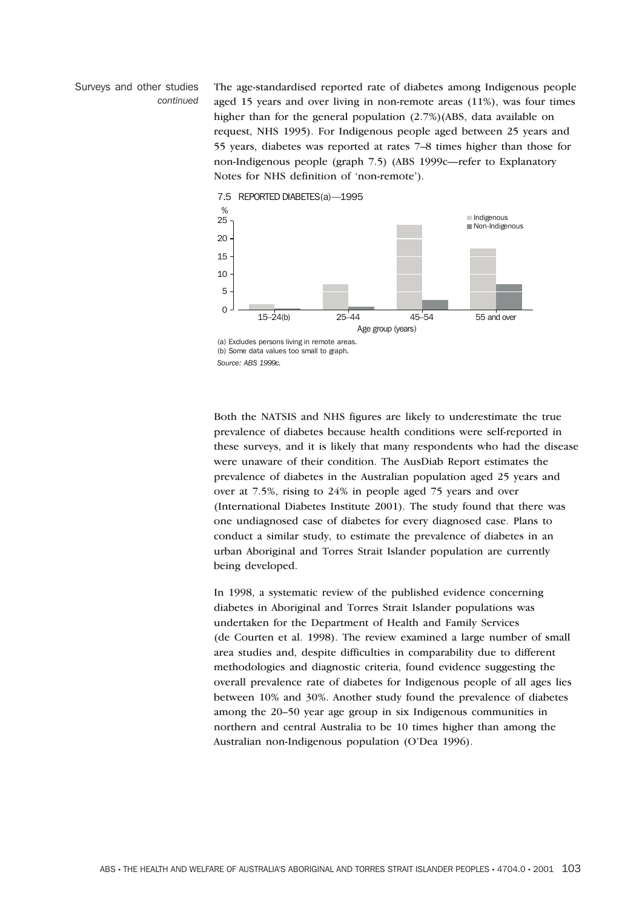Surveys and other studies *continued*

The age-standardised reported rate of diabetes among Indigenous people aged 15 years and over living in non-remote areas (11%), was four times higher than for the general population (2.7%)(ABS, data available on request, NHS 1995). For Indigenous people aged between 25 years and 55 years, diabetes was reported at rates 7–8 times higher than those for non-Indigenous people (graph 7.5) (ABS 1999c—refer to Explanatory Notes for NHS definition of 'non-remote').

7.5 REPORTED DIABETES(a)—1995

(a) Excludes persons living in remote areas.
(b) Some data values too small to graph.
*Source: ABS 1999c.*

Both the NATSIS and NHS figures are likely to underestimate the true prevalence of diabetes because health conditions were self-reported in these surveys, and it is likely that many respondents who had the disease were unaware of their condition. The AusDiab Report estimates the prevalence of diabetes in the Australian population aged 25 years and over at 7.5%, rising to 24% in people aged 75 years and over (International Diabetes Institute 2001). The study found that there was one undiagnosed case of diabetes for every diagnosed case. Plans to conduct a similar study, to estimate the prevalence of diabetes in an urban Aboriginal and Torres Strait Islander population are currently being developed.

In 1998, a systematic review of the published evidence concerning diabetes in Aboriginal and Torres Strait Islander populations was undertaken for the Department of Health and Family Services (de Courten et al. 1998). The review examined a large number of small area studies and, despite difficulties in comparability due to different methodologies and diagnostic criteria, found evidence suggesting the overall prevalence rate of diabetes for Indigenous people of all ages lies between 10% and 30%. Another study found the prevalence of diabetes among the 20–50 year age group in six Indigenous communities in northern and central Australia to be 10 times higher than among the Australian non-Indigenous population (O'Dea 1996).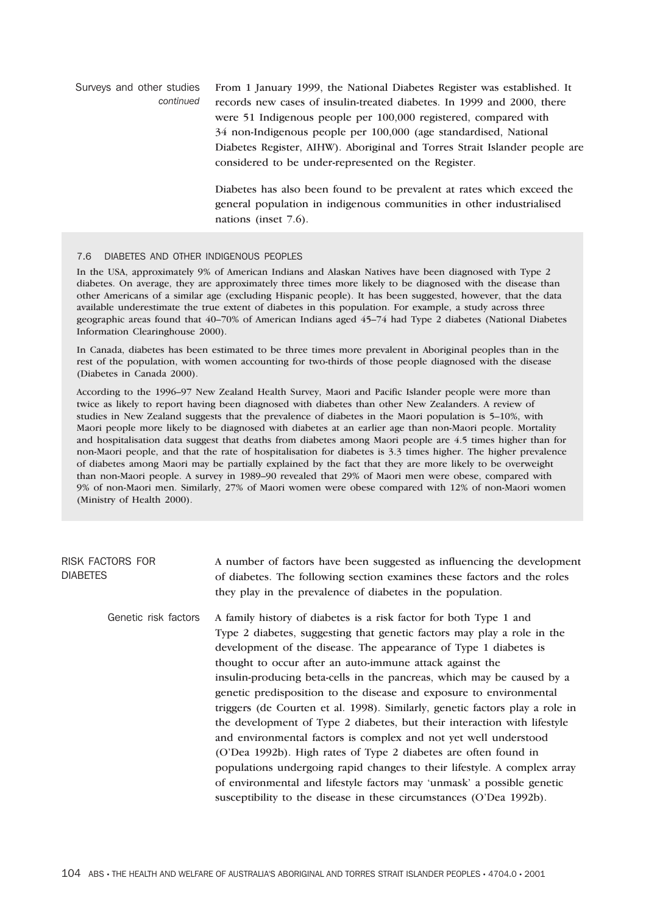### Surveys and other studies *continued*

From 1 January 1999, the National Diabetes Register was established. It records new cases of insulin-treated diabetes. In 1999 and 2000, there were 51 Indigenous people per 100,000 registered, compared with 34 non-Indigenous people per 100,000 (age standardised, National Diabetes Register, AIHW). Aboriginal and Torres Strait Islander people are considered to be under-represented on the Register.

Diabetes has also been found to be prevalent at rates which exceed the general population in indigenous communities in other industrialised nations (inset 7.6).

#### 7.6 DIABETES AND OTHER INDIGENOUS PEOPLES

In the USA, approximately 9% of American Indians and Alaskan Natives have been diagnosed with Type 2 diabetes. On average, they are approximately three times more likely to be diagnosed with the disease than other Americans of a similar age (excluding Hispanic people). It has been suggested, however, that the data available underestimate the true extent of diabetes in this population. For example, a study across three geographic areas found that 40–70% of American Indians aged 45–74 had Type 2 diabetes (National Diabetes Information Clearinghouse 2000).

In Canada, diabetes has been estimated to be three times more prevalent in Aboriginal peoples than in the rest of the population, with women accounting for two-thirds of those people diagnosed with the disease (Diabetes in Canada 2000).

According to the 1996–97 New Zealand Health Survey, Maori and Pacific Islander people were more than twice as likely to report having been diagnosed with diabetes than other New Zealanders. A review of studies in New Zealand suggests that the prevalence of diabetes in the Maori population is 5–10%, with Maori people more likely to be diagnosed with diabetes at an earlier age than non-Maori people. Mortality and hospitalisation data suggest that deaths from diabetes among Maori people are 4.5 times higher than for non-Maori people, and that the rate of hospitalisation for diabetes is 3.3 times higher. The higher prevalence of diabetes among Maori may be partially explained by the fact that they are more likely to be overweight than non-Maori people. A survey in 1989–90 revealed that 29% of Maori men were obese, compared with 9% of non-Maori men. Similarly, 27% of Maori women were obese compared with 12% of non-Maori women (Ministry of Health 2000).

## RISK FACTORS FOR DIABETES

A number of factors have been suggested as influencing the development of diabetes. The following section examines these factors and the roles they play in the prevalence of diabetes in the population.

### Genetic risk factors

A family history of diabetes is a risk factor for both Type 1 and Type 2 diabetes, suggesting that genetic factors may play a role in the development of the disease. The appearance of Type 1 diabetes is thought to occur after an auto-immune attack against the insulin-producing beta-cells in the pancreas, which may be caused by a genetic predisposition to the disease and exposure to environmental triggers (de Courten et al. 1998). Similarly, genetic factors play a role in the development of Type 2 diabetes, but their interaction with lifestyle and environmental factors is complex and not yet well understood (O'Dea 1992b). High rates of Type 2 diabetes are often found in populations undergoing rapid changes to their lifestyle. A complex array of environmental and lifestyle factors may 'unmask' a possible genetic susceptibility to the disease in these circumstances (O'Dea 1992b).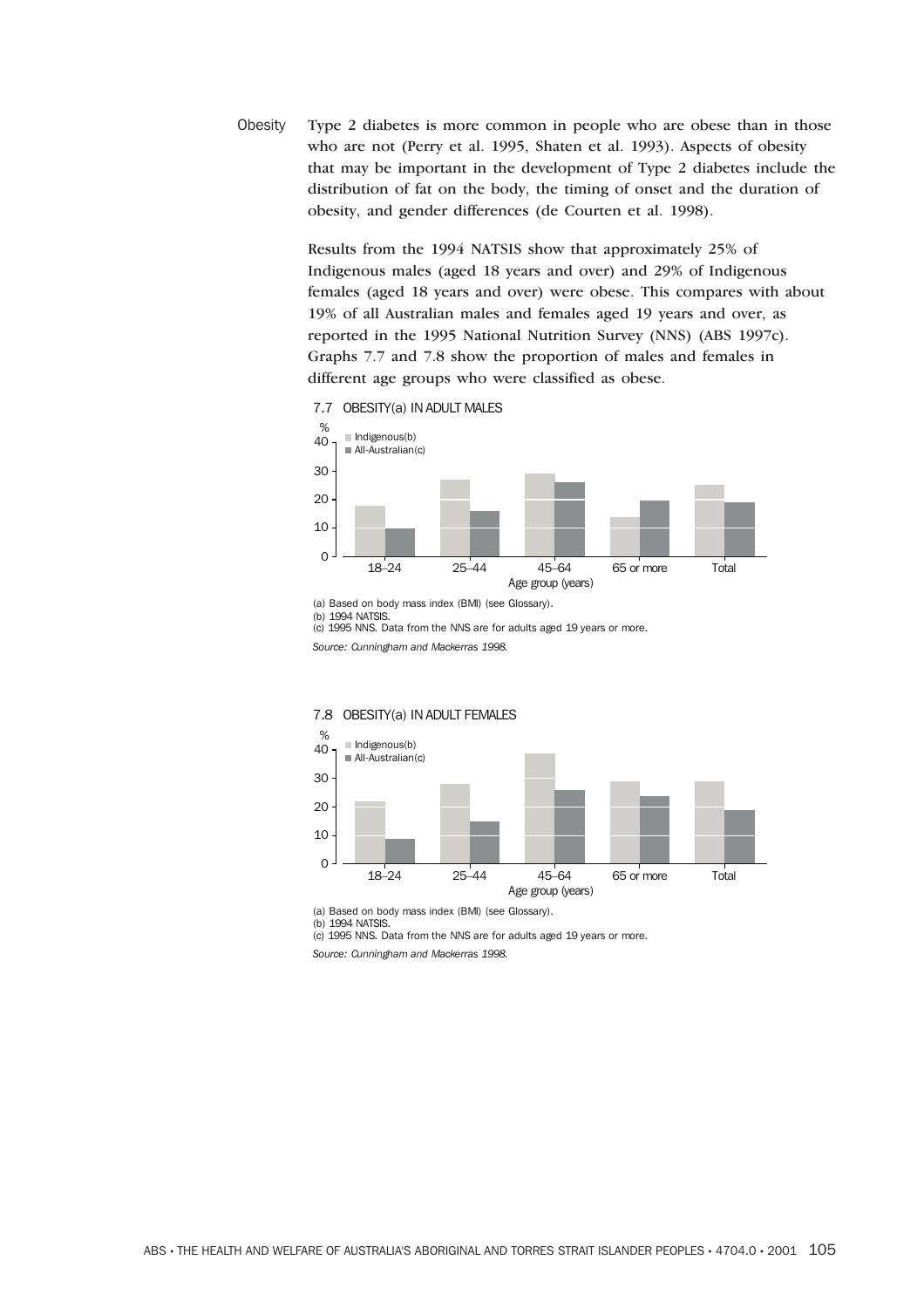## Obesity

Type 2 diabetes is more common in people who are obese than in those who are not (Perry et al. 1995, Shaten et al. 1993). Aspects of obesity that may be important in the development of Type 2 diabetes include the distribution of fat on the body, the timing of onset and the duration of obesity, and gender differences (de Courten et al. 1998).

Results from the 1994 NATSIS show that approximately 25% of Indigenous males (aged 18 years and over) and 29% of Indigenous females (aged 18 years and over) were obese. This compares with about 19% of all Australian males and females aged 19 years and over, as reported in the 1995 National Nutrition Survey (NNS) (ABS 1997c). Graphs 7.7 and 7.8 show the proportion of males and females in different age groups who were classified as obese.

7.7 OBESITY(a) IN ADULT MALES

| Age group (years) | Indigenous(b) (%) | All-Australian(c) (%) |
|---|---|---|
| 18–24 | 18 | 10 |
| 25–44 | 27 | 16 |
| 45–64 | 29 | 26 |
| 65 or more | 14 | 20 |
| Total | 25 | 19 |

(a) Based on body mass index (BMI) (see Glossary).
(b) 1994 NATSIS.
(c) 1995 NNS. Data from the NNS are for adults aged 19 years or more.

*Source: Cunningham and Mackerras 1998.*

7.8 OBESITY(a) IN ADULT FEMALES

| Age group (years) | Indigenous(b) (%) | All-Australian(c) (%) |
|---|---|---|
| 18–24 | 22 | 9 |
| 25–44 | 28 | 15 |
| 45–64 | 39 | 26 |
| 65 or more | 29 | 24 |
| Total | 29 | 19 |

(a) Based on body mass index (BMI) (see Glossary).
(b) 1994 NATSIS.
(c) 1995 NNS. Data from the NNS are for adults aged 19 years or more.

*Source: Cunningham and Mackerras 1998.*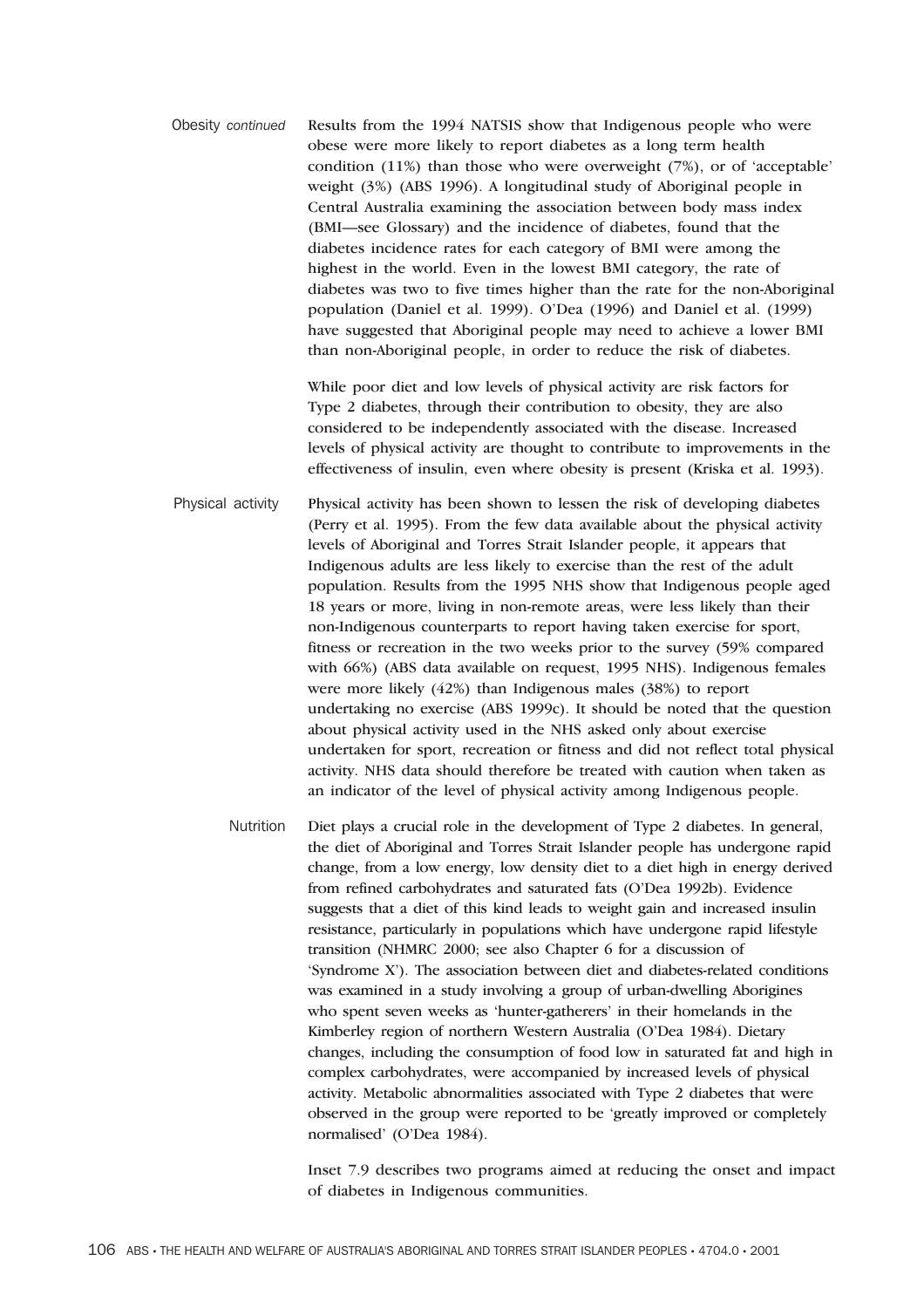#### Obesity *continued*

Results from the 1994 NATSIS show that Indigenous people who were obese were more likely to report diabetes as a long term health condition (11%) than those who were overweight (7%), or of 'acceptable' weight (3%) (ABS 1996). A longitudinal study of Aboriginal people in Central Australia examining the association between body mass index (BMI—see Glossary) and the incidence of diabetes, found that the diabetes incidence rates for each category of BMI were among the highest in the world. Even in the lowest BMI category, the rate of diabetes was two to five times higher than the rate for the non-Aboriginal population (Daniel et al. 1999). O'Dea (1996) and Daniel et al. (1999) have suggested that Aboriginal people may need to achieve a lower BMI than non-Aboriginal people, in order to reduce the risk of diabetes.

While poor diet and low levels of physical activity are risk factors for Type 2 diabetes, through their contribution to obesity, they are also considered to be independently associated with the disease. Increased levels of physical activity are thought to contribute to improvements in the effectiveness of insulin, even where obesity is present (Kriska et al. 1993).

#### Physical activity

Physical activity has been shown to lessen the risk of developing diabetes (Perry et al. 1995). From the few data available about the physical activity levels of Aboriginal and Torres Strait Islander people, it appears that Indigenous adults are less likely to exercise than the rest of the adult population. Results from the 1995 NHS show that Indigenous people aged 18 years or more, living in non-remote areas, were less likely than their non-Indigenous counterparts to report having taken exercise for sport, fitness or recreation in the two weeks prior to the survey (59% compared with 66%) (ABS data available on request, 1995 NHS). Indigenous females were more likely (42%) than Indigenous males (38%) to report undertaking no exercise (ABS 1999c). It should be noted that the question about physical activity used in the NHS asked only about exercise undertaken for sport, recreation or fitness and did not reflect total physical activity. NHS data should therefore be treated with caution when taken as an indicator of the level of physical activity among Indigenous people.

#### Nutrition

Diet plays a crucial role in the development of Type 2 diabetes. In general, the diet of Aboriginal and Torres Strait Islander people has undergone rapid change, from a low energy, low density diet to a diet high in energy derived from refined carbohydrates and saturated fats (O'Dea 1992b). Evidence suggests that a diet of this kind leads to weight gain and increased insulin resistance, particularly in populations which have undergone rapid lifestyle transition (NHMRC 2000; see also Chapter 6 for a discussion of 'Syndrome X'). The association between diet and diabetes-related conditions was examined in a study involving a group of urban-dwelling Aborigines who spent seven weeks as 'hunter-gatherers' in their homelands in the Kimberley region of northern Western Australia (O'Dea 1984). Dietary changes, including the consumption of food low in saturated fat and high in complex carbohydrates, were accompanied by increased levels of physical activity. Metabolic abnormalities associated with Type 2 diabetes that were observed in the group were reported to be 'greatly improved or completely normalised' (O'Dea 1984).

Inset 7.9 describes two programs aimed at reducing the onset and impact of diabetes in Indigenous communities.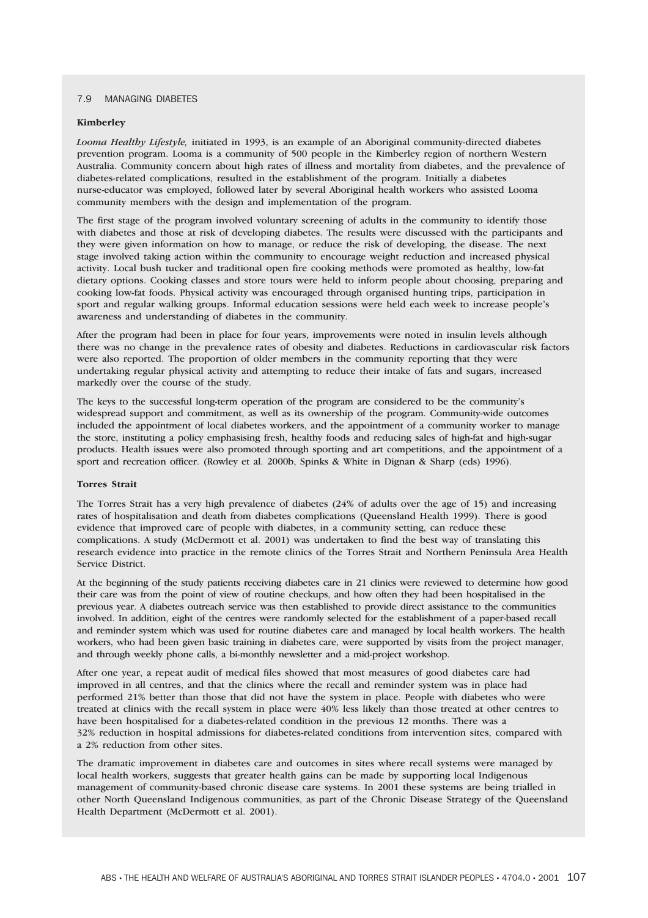### 7.9 MANAGING DIABETES

**Kimberley**

*Looma Healthy Lifestyle,* initiated in 1993, is an example of an Aboriginal community-directed diabetes prevention program. Looma is a community of 500 people in the Kimberley region of northern Western Australia. Community concern about high rates of illness and mortality from diabetes, and the prevalence of diabetes-related complications, resulted in the establishment of the program. Initially a diabetes nurse-educator was employed, followed later by several Aboriginal health workers who assisted Looma community members with the design and implementation of the program.

The first stage of the program involved voluntary screening of adults in the community to identify those with diabetes and those at risk of developing diabetes. The results were discussed with the participants and they were given information on how to manage, or reduce the risk of developing, the disease. The next stage involved taking action within the community to encourage weight reduction and increased physical activity. Local bush tucker and traditional open fire cooking methods were promoted as healthy, low-fat dietary options. Cooking classes and store tours were held to inform people about choosing, preparing and cooking low-fat foods. Physical activity was encouraged through organised hunting trips, participation in sport and regular walking groups. Informal education sessions were held each week to increase people's awareness and understanding of diabetes in the community.

After the program had been in place for four years, improvements were noted in insulin levels although there was no change in the prevalence rates of obesity and diabetes. Reductions in cardiovascular risk factors were also reported. The proportion of older members in the community reporting that they were undertaking regular physical activity and attempting to reduce their intake of fats and sugars, increased markedly over the course of the study.

The keys to the successful long-term operation of the program are considered to be the community's widespread support and commitment, as well as its ownership of the program. Community-wide outcomes included the appointment of local diabetes workers, and the appointment of a community worker to manage the store, instituting a policy emphasising fresh, healthy foods and reducing sales of high-fat and high-sugar products. Health issues were also promoted through sporting and art competitions, and the appointment of a sport and recreation officer. (Rowley et al. 2000b, Spinks & White in Dignan & Sharp (eds) 1996).

**Torres Strait**

The Torres Strait has a very high prevalence of diabetes (24% of adults over the age of 15) and increasing rates of hospitalisation and death from diabetes complications (Queensland Health 1999). There is good evidence that improved care of people with diabetes, in a community setting, can reduce these complications. A study (McDermott et al. 2001) was undertaken to find the best way of translating this research evidence into practice in the remote clinics of the Torres Strait and Northern Peninsula Area Health Service District.

At the beginning of the study patients receiving diabetes care in 21 clinics were reviewed to determine how good their care was from the point of view of routine checkups, and how often they had been hospitalised in the previous year. A diabetes outreach service was then established to provide direct assistance to the communities involved. In addition, eight of the centres were randomly selected for the establishment of a paper-based recall and reminder system which was used for routine diabetes care and managed by local health workers. The health workers, who had been given basic training in diabetes care, were supported by visits from the project manager, and through weekly phone calls, a bi-monthly newsletter and a mid-project workshop.

After one year, a repeat audit of medical files showed that most measures of good diabetes care had improved in all centres, and that the clinics where the recall and reminder system was in place had performed 21% better than those that did not have the system in place. People with diabetes who were treated at clinics with the recall system in place were 40% less likely than those treated at other centres to have been hospitalised for a diabetes-related condition in the previous 12 months. There was a 32% reduction in hospital admissions for diabetes-related conditions from intervention sites, compared with a 2% reduction from other sites.

The dramatic improvement in diabetes care and outcomes in sites where recall systems were managed by local health workers, suggests that greater health gains can be made by supporting local Indigenous management of community-based chronic disease care systems. In 2001 these systems are being trialled in other North Queensland Indigenous communities, as part of the Chronic Disease Strategy of the Queensland Health Department (McDermott et al. 2001).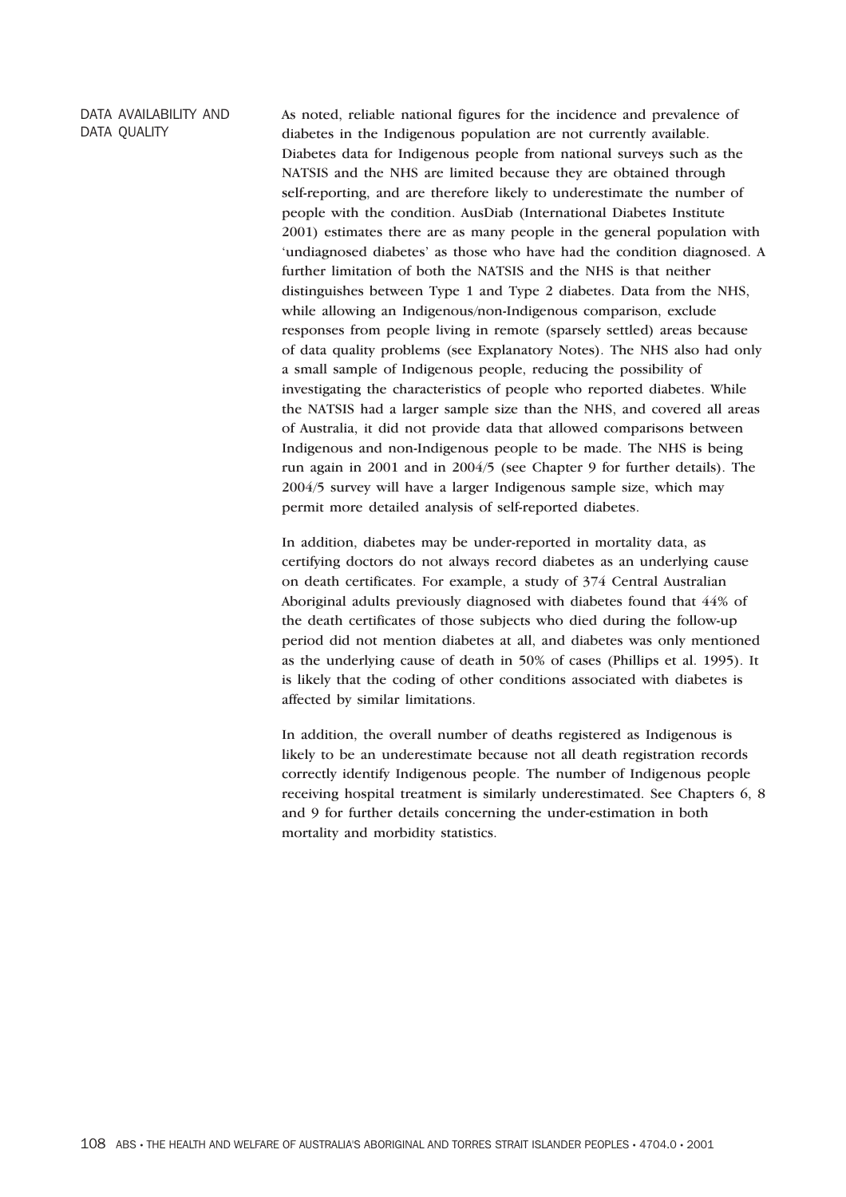## DATA AVAILABILITY AND DATA QUALITY

As noted, reliable national figures for the incidence and prevalence of diabetes in the Indigenous population are not currently available. Diabetes data for Indigenous people from national surveys such as the NATSIS and the NHS are limited because they are obtained through self-reporting, and are therefore likely to underestimate the number of people with the condition. AusDiab (International Diabetes Institute 2001) estimates there are as many people in the general population with 'undiagnosed diabetes' as those who have had the condition diagnosed. A further limitation of both the NATSIS and the NHS is that neither distinguishes between Type 1 and Type 2 diabetes. Data from the NHS, while allowing an Indigenous/non-Indigenous comparison, exclude responses from people living in remote (sparsely settled) areas because of data quality problems (see Explanatory Notes). The NHS also had only a small sample of Indigenous people, reducing the possibility of investigating the characteristics of people who reported diabetes. While the NATSIS had a larger sample size than the NHS, and covered all areas of Australia, it did not provide data that allowed comparisons between Indigenous and non-Indigenous people to be made. The NHS is being run again in 2001 and in 2004/5 (see Chapter 9 for further details). The 2004/5 survey will have a larger Indigenous sample size, which may permit more detailed analysis of self-reported diabetes.

In addition, diabetes may be under-reported in mortality data, as certifying doctors do not always record diabetes as an underlying cause on death certificates. For example, a study of 374 Central Australian Aboriginal adults previously diagnosed with diabetes found that 44% of the death certificates of those subjects who died during the follow-up period did not mention diabetes at all, and diabetes was only mentioned as the underlying cause of death in 50% of cases (Phillips et al. 1995). It is likely that the coding of other conditions associated with diabetes is affected by similar limitations.

In addition, the overall number of deaths registered as Indigenous is likely to be an underestimate because not all death registration records correctly identify Indigenous people. The number of Indigenous people receiving hospital treatment is similarly underestimated. See Chapters 6, 8 and 9 for further details concerning the under-estimation in both mortality and morbidity statistics.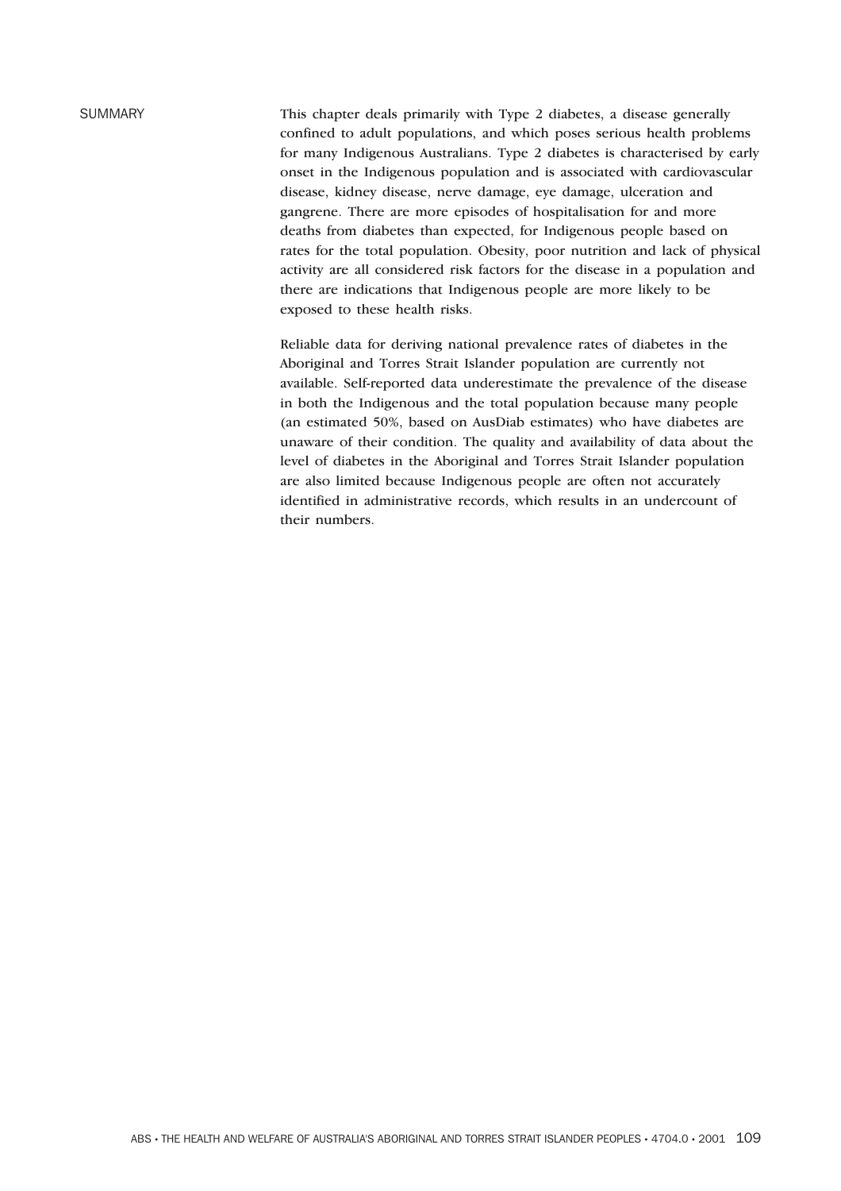## SUMMARY

This chapter deals primarily with Type 2 diabetes, a disease generally confined to adult populations, and which poses serious health problems for many Indigenous Australians. Type 2 diabetes is characterised by early onset in the Indigenous population and is associated with cardiovascular disease, kidney disease, nerve damage, eye damage, ulceration and gangrene. There are more episodes of hospitalisation for and more deaths from diabetes than expected, for Indigenous people based on rates for the total population. Obesity, poor nutrition and lack of physical activity are all considered risk factors for the disease in a population and there are indications that Indigenous people are more likely to be exposed to these health risks.

Reliable data for deriving national prevalence rates of diabetes in the Aboriginal and Torres Strait Islander population are currently not available. Self-reported data underestimate the prevalence of the disease in both the Indigenous and the total population because many people (an estimated 50%, based on AusDiab estimates) who have diabetes are unaware of their condition. The quality and availability of data about the level of diabetes in the Aboriginal and Torres Strait Islander population are also limited because Indigenous people are often not accurately identified in administrative records, which results in an undercount of their numbers.